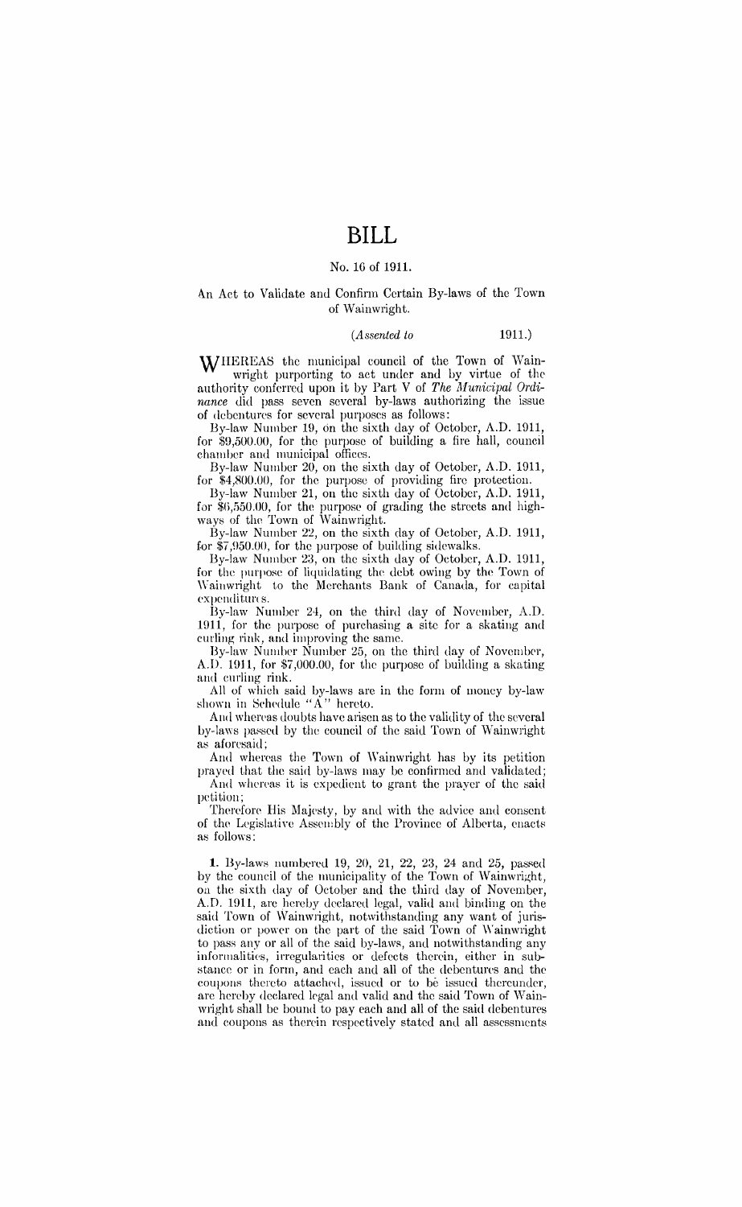# BILL

No. 16 of 1911.

An Act to Validate and Confirm Certain By-laws of the Town of Wainwright.

(*Assented to* 1911.)

WHEREAS the municipal council of the Town of Wainwright purporting to act under and by virtue of the authority conferred upon it by Part V of *The Municipal Ordinance* did pass seven several by-laws authorizing the issue of debentures for several purposes as follows:

By-law Number 19, on the sixth day of October, A.D. 1911, for \$9,500.00, for the purpose of building a fire hall, council chamber and municipal offices.

By-law Number 20, on the sixth day of October, A.D. 1911, for \$4,800.00, for the purpose of providing fire protection.

By-law Number 21, on the sixth day of October, A.D. 1911, for \$6,550.00, for the purpose of grading the streets and highways of the Town of Wainwright.

By-law Number 22, on the sixth day of October, A.D. 1911, for \$7,950.00, for the purpose of building sidewalks.

By-law Number 23, on the sixth day of October, A.D. 1911, for the purpose of liquidating the debt owing by the Town of Wainwright to the Merchants Bank of Canada, for capital expenditures.

By-law Number 24, on the third day of November, A.D. 1911, for the purpose of purchasing a site for a skating and curling rink, and improving the same.

By-law Number Number 25, on the third day of November, A.D. 1911, for \$7,000.00, for the purpose of building a skating and curling rink.

All of which said by-laws are in the form of money by-law shown in Schedule "A" hereto.

And whereas doubts have arisen as to the validity of the several by-laws passed by the council of the said Town of Wainwright as aforesaid;

And whereas the Town of Wainwright has by its petition prayed that the said by-laws may be confirmed and validated;

And whereas it is expedient to grant the prayer of the said petition;

Therefore His Majesty, by and with the advice and consent of the Legislative Assembly of the Province of Alberta, enacts as follows:

**1.** By-laws numbered 19, 20, 21, 22, 23, 24 and 25, passed by the council of the municipality of the Town of Wainwright, on the sixth day of October and the third day of November, A.D. 1911, are hereby declared legal, valid and binding on the said Town of Wainwright, notwithstanding any want of jurisdiction or power on the part of the said Town of Wainwright to pass any or all of the said by-laws, and notwithstanding any informalities, irregularities or defects therein, either in substance or in form, and each and all of the debentures and the coupons thereto attached, issued or to be issued thereunder, are hereby declared legal and valid and the said Town of Wainwright shall be bound to pay each and all of the said debentures and coupons as therein respectively stated and all assessments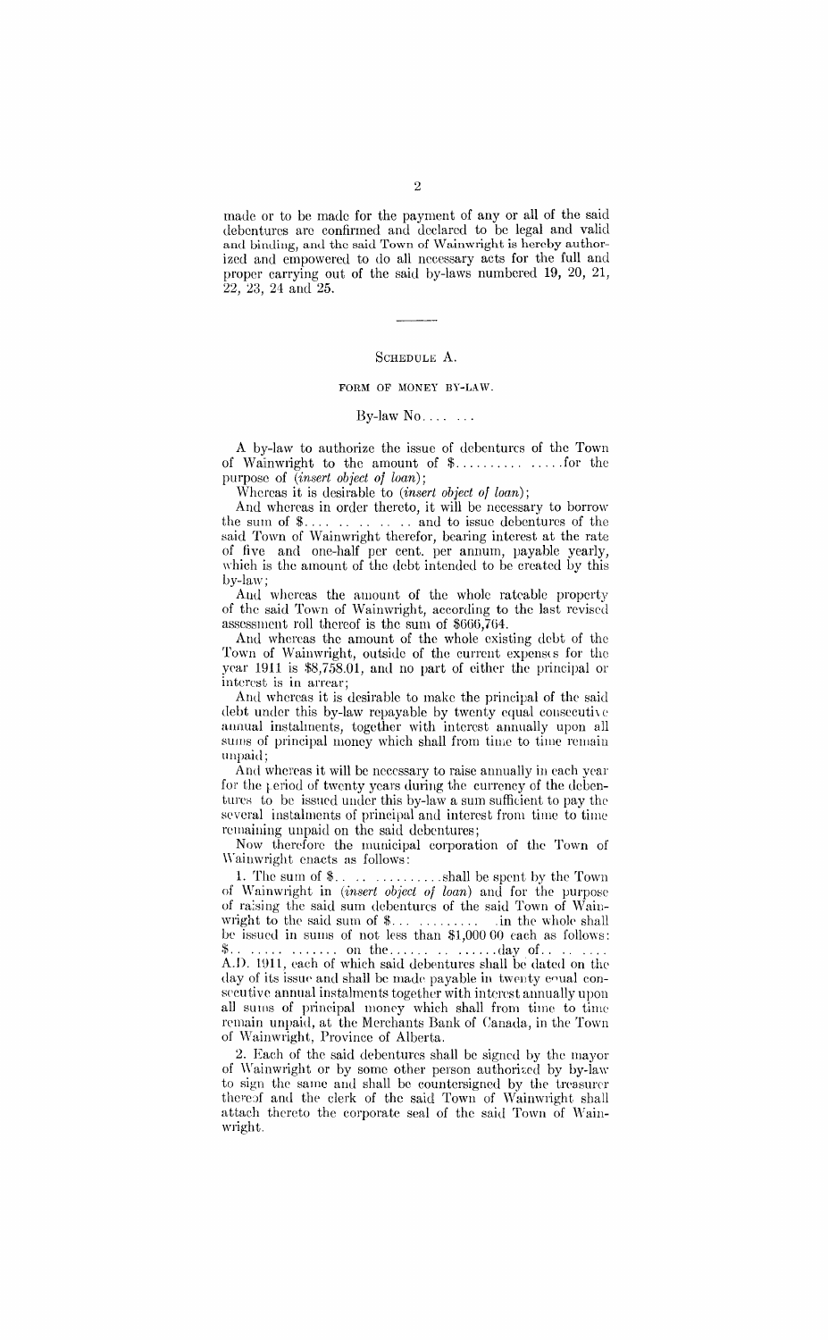made or to be made for the payment of any or all of the said debentures are confirmed and declared to be legal and valid and binding, and the said Town of Wainwright is hereby authorized and empowered to do all necessary acts for the full and proper carrying out of the said by-laws numbered **19**, 20, 21, 22, 23, 24 and 25.

---

## SCHEDULE A.

### FORM OF MONEY BY-LAW.

By-law No.... ...

A by-law to authorize the issue of debentures of the Town of Wainwright to the amount of $.......... .....for the purpose of (*insert object of loan*);

Whereas it is desirable to (*insert object of loan*);

And whereas in order thereto, it will be necessary to borrow the sum of $.... .. .. .. .. and to issue debentures of the said Town of Wainwright therefor, bearing interest at the rate of five and one-half per cent. per annum, payable yearly, which is the amount of the debt intended to be created by this by-law;

And whereas the amount of the whole rateable property of the said Town of Wainwright, according to the last revised assessment roll thereof is the sum of $666,764.

And whereas the amount of the whole existing debt of the Town of Wainwright, outside of the current expenses for the year 1911 is $8,758.01, and no part of either the principal or interest is in arrear;

And whereas it is desirable to make the principal of the said debt under this by-law repayable by twenty equal consecutive annual instalments, together with interest annually upon all sums of principal money which shall from time to time remain unpaid;

And whereas it will be necessary to raise annually in each year for the period of twenty years during the currency of the debentures to be issued under this by-law a sum sufficient to pay the several instalments of principal and interest from time to time remaining unpaid on the said debentures;

Now therefore the municipal corporation of the Town of Wainwright enacts as follows:

1. The sum of $.. .. ..........shall be spent by the Town of Wainwright in (*insert object of loan*) and for the purpose of raising the said sum debentures of the said Town of Wainwright to the said sum of $... ......... .in the whole shall be issued in sums of not less than $1,000 00 each as follows: $.. ..... ....... on the...... .. ......day of.. .. .... A.D. 1911, each of which said debentures shall be dated on the day of its issue and shall be made payable in twenty equal consecutive annual instalments together with interest annually upon all sums of principal money which shall from time to time remain unpaid, at the Merchants Bank of Canada, in the Town of Wainwright, Province of Alberta.

2. Each of the said debentures shall be signed by the mayor of Wainwright or by some other person authorized by by-law to sign the same and shall be countersigned by the treasurer thereof and the clerk of the said Town of Wainwright shall attach thereto the corporate seal of the said Town of Wainwright.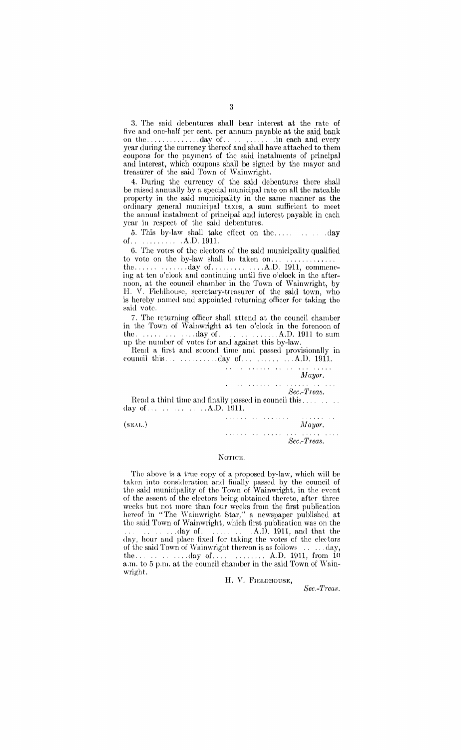3. The said debentures shall bear interest at the rate of five and one-half per cent. per annum payable at the said bank on the..............day of.. .. ....... .in each and every year during the currency thereof and shall have attached to them coupons for the payment of the said instalments of principal and interest, which coupons shall be signed by the mayor and treasurer of the said Town of Wainwright.

4. During the currency of the said debentures there shall be raised annually by a special municipal rate on all the rateable property in the said municipality in the same manner as the ordinary general municipal taxes, a sum sufficient to meet the annual instalment of principal and interest payable in each year in respect of the said debentures.

5. This by-law shall take effect on the..... .. .. .day of.. ......... .A.D. 1911.

6. The votes of the electors of the said municipality qualified to vote on the by-law shall be taken on... ............. the...... .......day of......... ....A.D. 1911, commencing at ten o'clock and continuing until five o'clock in the afternoon, at the council chamber in the Town of Wainwright, by H. V. Fieldhouse, secretary-treasurer of the said town, who is hereby named and appointed returning officer for taking the said vote.

7. The returning officer shall attend at the council chamber in the Town of Wainwright at ten o'clock in the forenoon of the. ..... ... ....day of. .. .. .......A.D. 1911 to sum up the number of votes for and against this by-law.

Read a first and second time and passed provisionally in council this... ..........day of... ....... ...A.D. 1911.

.. .. ...... .. .. ... .....
*Mayor.*

. .. ...... .. ....... .. ...
*Sec.-Treas.*

Read a third time and finally passed in council this.... .. .. day of... .. ... .. ..A.D. 1911.

(SEAL.)

...... .. ... ... ....... ..
*Mayor.*

...... .. ..... ... ..... ....
*Sec.-Treas.*

NOTICE.

The above is a true copy of a proposed by-law, which will be taken into consideration and finally passed by the council of the said municipality of the Town of Wainwright, in the event of the assent of the electors being obtained thereto, after three weeks but not more than four weeks from the first publication hereof in "The Wainwright Star," a newspaper published at the said Town of Wainwright, which first publication was on the ... .. .. .. ...day of. ...... .. .A.D. 1911, and that the day, hour and place fixed for taking the votes of the electors of the said Town of Wainwright thereon is as follows .. ...day, the... .. .. ....day of.... ......... A.D. 1911, from 10 a.m. to 5 p.m. at the council chamber in the said Town of Wainwright.

H. V. FIELDHOUSE,
*Sec.-Treas.*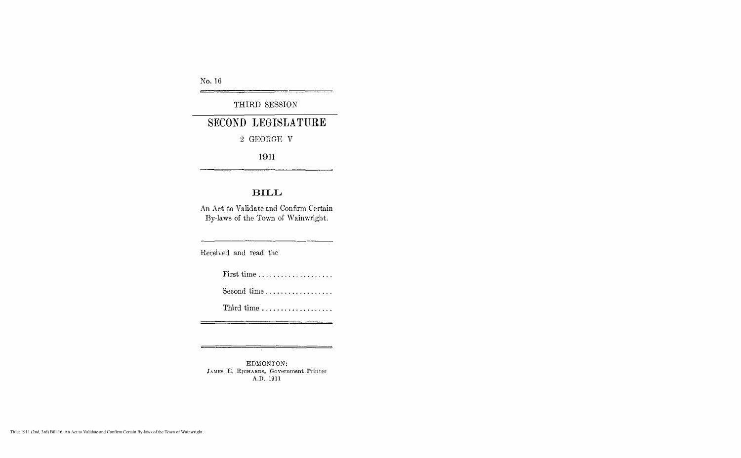No. 16

THIRD SESSION

# SECOND LEGISLATURE

2 GEORGE V

1911

## BILL

An Act to Validate and Confirm Certain By-laws of the Town of Wainwright.

Received and read the

First time ....................

Second time ..................

Third time ...................

EDMONTON:
JAMES E. RICHARDS, Government Printer
A.D. 1911

Title: 1911 (2nd, 3rd) Bill 16, An Act to Validate and Confirm Certain By-laws of the Town of Wainwright